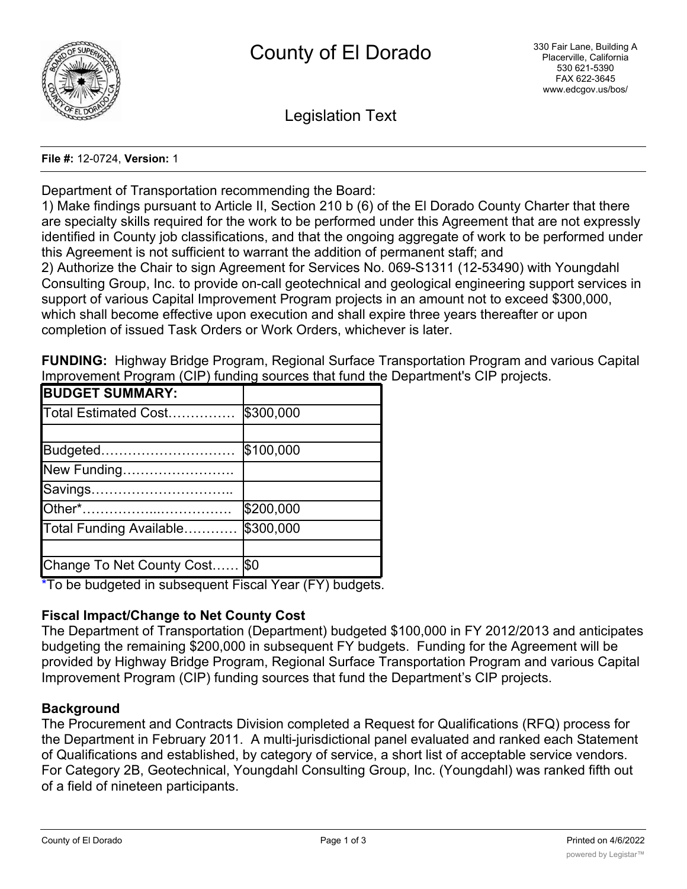# County of El Dorado

330 Fair Lane, Building A
Placerville, California
530 621-5390
FAX 622-3645
www.edcgov.us/bos/

## Legislation Text

**File #:** 12-0724, **Version:** 1

Department of Transportation recommending the Board:
1) Make findings pursuant to Article II, Section 210 b (6) of the El Dorado County Charter that there are specialty skills required for the work to be performed under this Agreement that are not expressly identified in County job classifications, and that the ongoing aggregate of work to be performed under this Agreement is not sufficient to warrant the addition of permanent staff; and
2) Authorize the Chair to sign Agreement for Services No. 069-S1311 (12-53490) with Youngdahl Consulting Group, Inc. to provide on-call geotechnical and geological engineering support services in support of various Capital Improvement Program projects in an amount not to exceed $300,000, which shall become effective upon execution and shall expire three years thereafter or upon completion of issued Task Orders or Work Orders, whichever is later.

**FUNDING:** Highway Bridge Program, Regional Surface Transportation Program and various Capital Improvement Program (CIP) funding sources that fund the Department's CIP projects.

| **BUDGET SUMMARY:** | |
|---|---|
| Total Estimated Cost…………… | $300,000 |
| | |
| Budgeted………………………… | $100,000 |
| New Funding…………………….. | |
| Savings………………………….. | |
| Other*……………..……………. | $200,000 |
| Total Funding Available………… | $300,000 |
| | |
| Change To Net County Cost…… | $0 |

*To be budgeted in subsequent Fiscal Year (FY) budgets.

**Fiscal Impact/Change to Net County Cost**
The Department of Transportation (Department) budgeted $100,000 in FY 2012/2013 and anticipates budgeting the remaining $200,000 in subsequent FY budgets. Funding for the Agreement will be provided by Highway Bridge Program, Regional Surface Transportation Program and various Capital Improvement Program (CIP) funding sources that fund the Department's CIP projects.

**Background**
The Procurement and Contracts Division completed a Request for Qualifications (RFQ) process for the Department in February 2011. A multi-jurisdictional panel evaluated and ranked each Statement of Qualifications and established, by category of service, a short list of acceptable service vendors. For Category 2B, Geotechnical, Youngdahl Consulting Group, Inc. (Youngdahl) was ranked fifth out of a field of nineteen participants.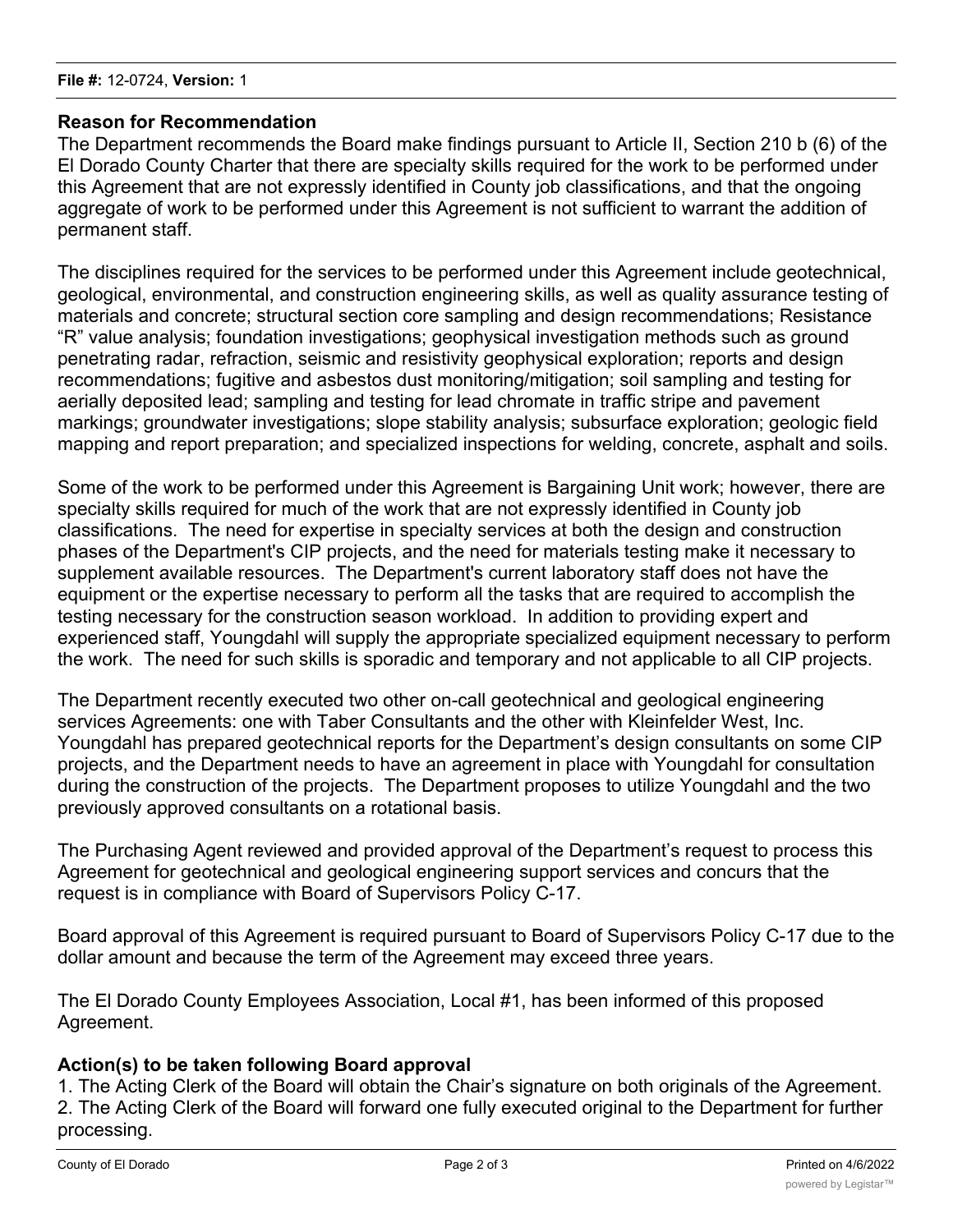**File #:** 12-0724, **Version:** 1

**Reason for Recommendation**

The Department recommends the Board make findings pursuant to Article II, Section 210 b (6) of the El Dorado County Charter that there are specialty skills required for the work to be performed under this Agreement that are not expressly identified in County job classifications, and that the ongoing aggregate of work to be performed under this Agreement is not sufficient to warrant the addition of permanent staff.

The disciplines required for the services to be performed under this Agreement include geotechnical, geological, environmental, and construction engineering skills, as well as quality assurance testing of materials and concrete; structural section core sampling and design recommendations; Resistance "R" value analysis; foundation investigations; geophysical investigation methods such as ground penetrating radar, refraction, seismic and resistivity geophysical exploration; reports and design recommendations; fugitive and asbestos dust monitoring/mitigation; soil sampling and testing for aerially deposited lead; sampling and testing for lead chromate in traffic stripe and pavement markings; groundwater investigations; slope stability analysis; subsurface exploration; geologic field mapping and report preparation; and specialized inspections for welding, concrete, asphalt and soils.

Some of the work to be performed under this Agreement is Bargaining Unit work; however, there are specialty skills required for much of the work that are not expressly identified in County job classifications. The need for expertise in specialty services at both the design and construction phases of the Department's CIP projects, and the need for materials testing make it necessary to supplement available resources. The Department's current laboratory staff does not have the equipment or the expertise necessary to perform all the tasks that are required to accomplish the testing necessary for the construction season workload. In addition to providing expert and experienced staff, Youngdahl will supply the appropriate specialized equipment necessary to perform the work. The need for such skills is sporadic and temporary and not applicable to all CIP projects.

The Department recently executed two other on-call geotechnical and geological engineering services Agreements: one with Taber Consultants and the other with Kleinfelder West, Inc. Youngdahl has prepared geotechnical reports for the Department's design consultants on some CIP projects, and the Department needs to have an agreement in place with Youngdahl for consultation during the construction of the projects. The Department proposes to utilize Youngdahl and the two previously approved consultants on a rotational basis.

The Purchasing Agent reviewed and provided approval of the Department's request to process this Agreement for geotechnical and geological engineering support services and concurs that the request is in compliance with Board of Supervisors Policy C-17.

Board approval of this Agreement is required pursuant to Board of Supervisors Policy C-17 due to the dollar amount and because the term of the Agreement may exceed three years.

The El Dorado County Employees Association, Local #1, has been informed of this proposed Agreement.

**Action(s) to be taken following Board approval**

1. The Acting Clerk of the Board will obtain the Chair's signature on both originals of the Agreement.
2. The Acting Clerk of the Board will forward one fully executed original to the Department for further processing.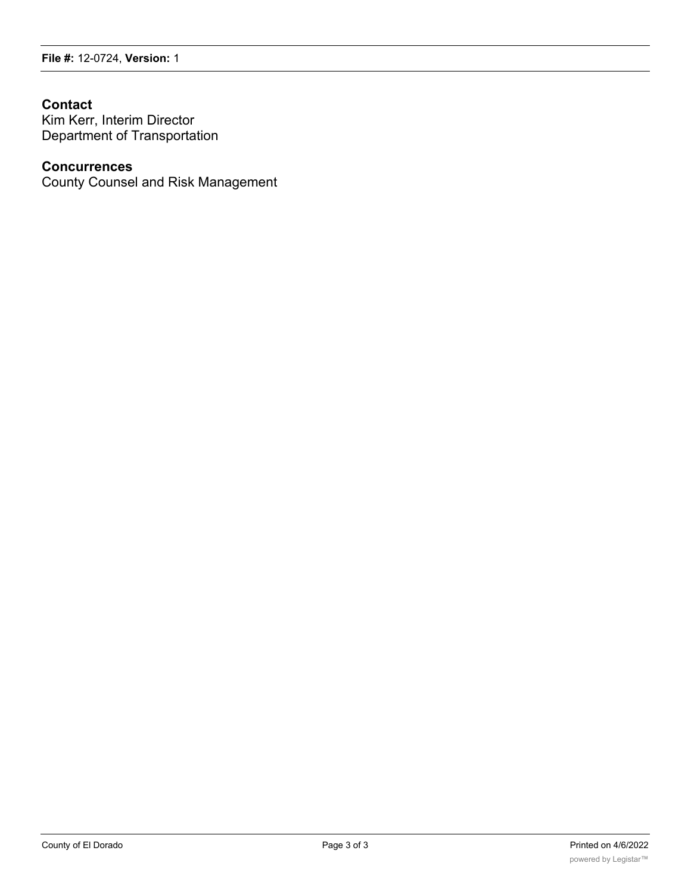**Contact**
Kim Kerr, Interim Director
Department of Transportation

**Concurrences**
County Counsel and Risk Management